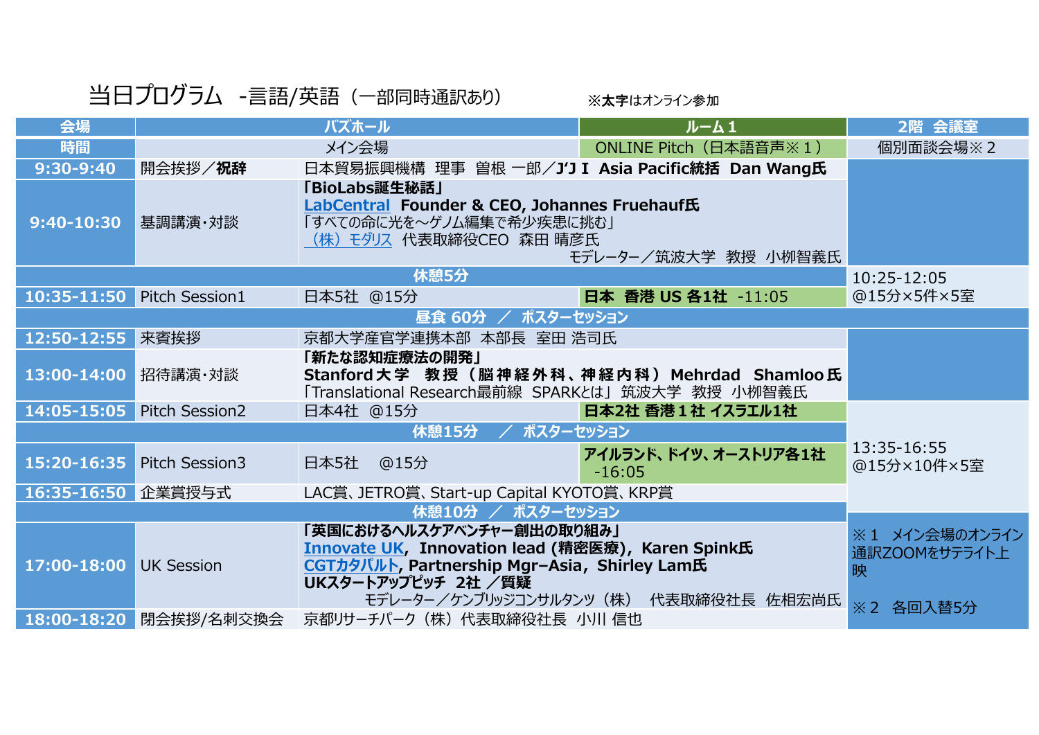# 当日プログラム -言語/英語（一部同時通訳あり）

※**太字**はオンライン参加

| 会場 | バズホール | | ルーム１ | 2階 会議室 |
|---|---|---|---|---|
| 時間 | メイン会場 | | ONLINE Pitch（日本語音声※１） | 個別面談会場※２ |
| 9:30-9:40 | 開会挨拶／**祝辞** | 日本貿易振興機構 理事 曽根 一郎／**J'J I Asia Pacific統括 Dan Wang氏** | | |
| 9:40-10:30 | 基調講演・対談 | **「BioLabs誕生秘話」 LabCentral Founder & CEO, Johannes Fruehauf氏** 「すべての命に光を～ゲノム編集で希少疾患に挑む」 （株）モダリス 代表取締役CEO 森田 晴彦氏 モデレーター／筑波大学 教授 小柳智義氏 | | |
| 休憩5分 | | | | 10:25-12:05 @15分×5件×5室 |
| 10:35-11:50 | Pitch Session1 | 日本5社 @15分 | **日本 香港 US 各1社 -11:05** | |
| 昼食 60分 ／ ポスターセッション | | | | |
| 12:50-12:55 | 来賓挨拶 | 京都大学産官学連携本部 本部長 室田 浩司氏 | | |
| 13:00-14:00 | 招待講演・対談 | **「新たな認知症療法の開発」 Stanford大学 教授（脳神経外科、神経内科）Mehrdad Shamloo氏** 「Translational Research最前線 SPARKとは」筑波大学 教授 小柳智義氏 | | |
| 14:05-15:05 | Pitch Session2 | 日本4社 @15分 | **日本2社 香港１社 イスラエル1社** | 13:35-16:55 @15分×10件×5室 |
| 休憩15分 ／ ポスターセッション | | | | |
| 15:20-16:35 | Pitch Session3 | 日本5社 @15分 | **アイルランド、ドイツ、オーストリア各1社 -16:05** | |
| 16:35-16:50 | 企業賞授与式 | LAC賞、JETRO賞、Start-up Capital KYOTO賞、KRP賞 | | |
| 休憩10分 ／ ポスターセッション | | | | ※１ メイン会場のオンライン通訳ZOOMをサテライト上映 ※２ 各回入替5分 |
| 17:00-18:00 | UK Session | **「英国におけるヘルスケアベンチャー創出の取り組み」 Innovate UK, Innovation lead (精密医療), Karen Spink氏 CGTカタパルト, Partnership Mgr–Asia, Shirley Lam氏 UKスタートアップピッチ 2社 ／質疑** モデレーター／ケンブリッジコンサルタンツ（株） 代表取締役社長 佐相宏尚氏 | | |
| 18:00-18:20 | 閉会挨拶/名刺交換会 | 京都リサーチパーク（株）代表取締役社長 小川 信也 | | |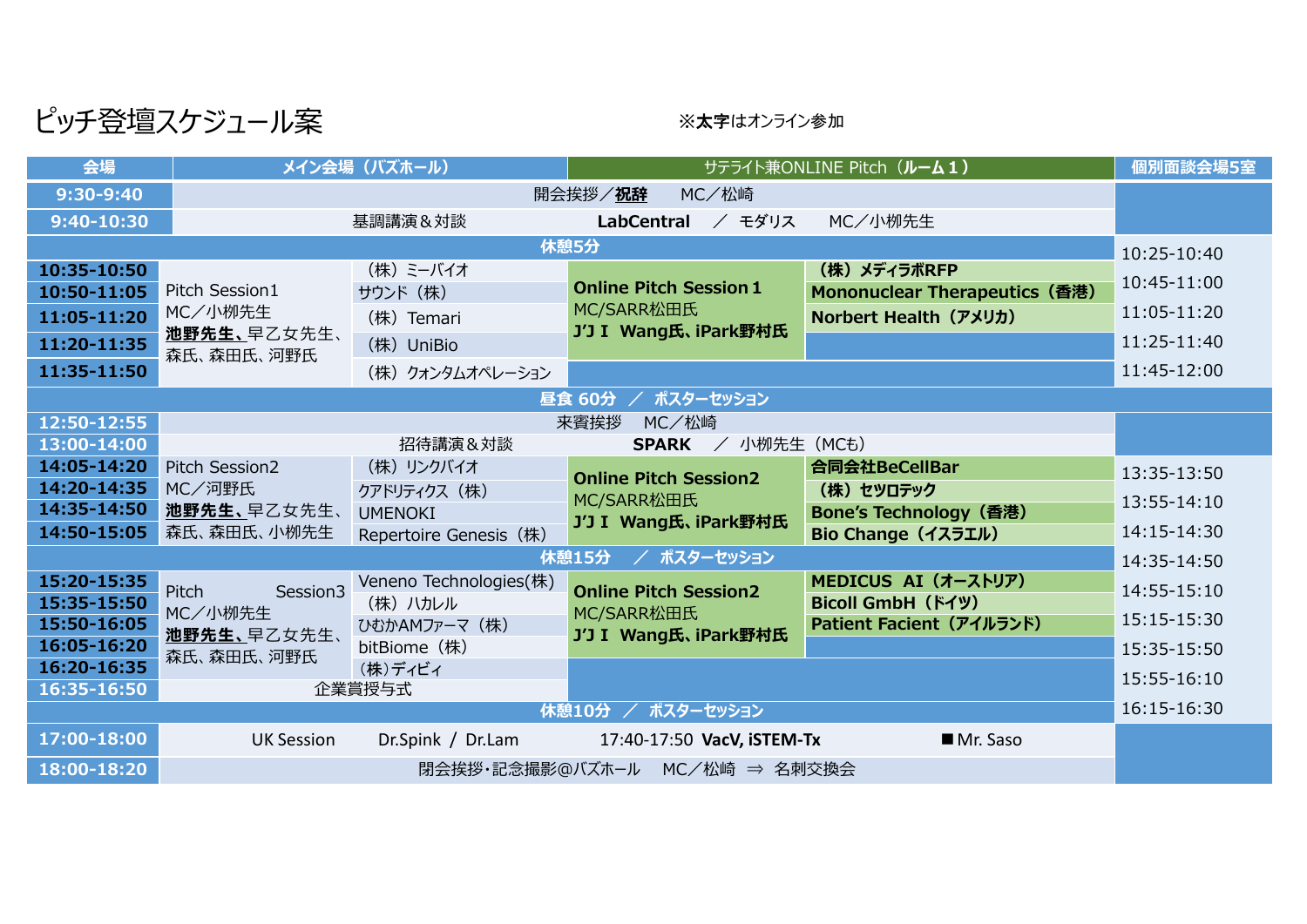# ピッチ登壇スケジュール案

※**太字**はオンライン参加

| 会場 | メイン会場（バズホール） | | サテライト兼ONLINE Pitch（**ルーム１**） | | 個別面談会場5室 |
|---|---|---|---|---|---|
| 9:30-9:40 | 開会挨拶／**祝辞**　MC／松崎 | | | | |
| 9:40-10:30 | 基調講演＆対談　**LabCentral**　／　モダリス　MC／小柳先生 | | | | |
| 休憩5分 | | | | | 10:25-10:40 |
| 10:35-10:50 | Pitch Session1 MC／小柳先生 **池野先生、**早乙女先生、森氏、森田氏、河野氏 | （株）ミーバイオ | **Online Pitch Session１** MC/SARR松田氏 **J'J I　Wang氏、iPark野村氏** | **（株）メディラボRFP** | 10:45-11:00 |
| 10:50-11:05 | | サウンド（株） | | **Mononuclear Therapeutics（香港）** | |
| 11:05-11:20 | | （株）Temari | | **Norbert Health（アメリカ）** | 11:05-11:20 |
| 11:20-11:35 | | （株）UniBio | | | 11:25-11:40 |
| 11:35-11:50 | | （株）クォンタムオペレーション | | | 11:45-12:00 |
| 昼食 60分　／　ポスターセッション | | | | | |
| 12:50-12:55 | 来賓挨拶　MC／松崎 | | | | |
| 13:00-14:00 | 招待講演＆対談　**SPARK**　／　小柳先生（MCも） | | | | |
| 14:05-14:20 | Pitch Session2 MC／河野氏 **池野先生、**早乙女先生、森氏、森田氏、小柳先生 | （株）リンクバイオ | **Online Pitch Session2** MC/SARR松田氏 **J'J I　Wang氏、iPark野村氏** | **合同会社BeCellBar** | 13:35-13:50 |
| 14:20-14:35 | | クアドリティクス（株） | | **（株）セツロテック** | 13:55-14:10 |
| 14:35-14:50 | | UMENOKI | | **Bone's Technology（香港）** | 14:15-14:30 |
| 14:50-15:05 | | Repertoire Genesis（株） | | **Bio Change（イスラエル）** | |
| 休憩15分　／　ポスターセッション | | | | | 14:35-14:50 |
| 15:20-15:35 | Pitch　Session3 MC／小柳先生 **池野先生、**早乙女先生、森氏、森田氏、河野氏 | Veneno Technologies(株) | **Online Pitch Session2** MC/SARR松田氏 **J'J I　Wang氏、iPark野村氏** | **MEDICUS　AI（オーストリア）** | 14:55-15:10 |
| 15:35-15:50 | | （株）ハカレル | | **Bicoll GmbH（ドイツ）** | 15:15-15:30 |
| 15:50-16:05 | | ひむかAMファーマ（株） | | **Patient Facient（アイルランド）** | |
| 16:05-16:20 | | bitBiome（株） | | | 15:35-15:50 |
| 16:20-16:35 | | （株）ディビィ | | | 15:55-16:10 |
| 16:35-16:50 | 企業賞授与式 | | | | |
| 休憩10分　／　ポスターセッション | | | | | 16:15-16:30 |
| 17:00-18:00 | UK Session　Dr.Spink / Dr.Lam　17:40-17:50 **VacV, iSTEM-Tx**　■Mr. Saso | | | | |
| 18:00-18:20 | 閉会挨拶･記念撮影@バズホール　MC／松崎　⇒　名刺交換会 | | | | |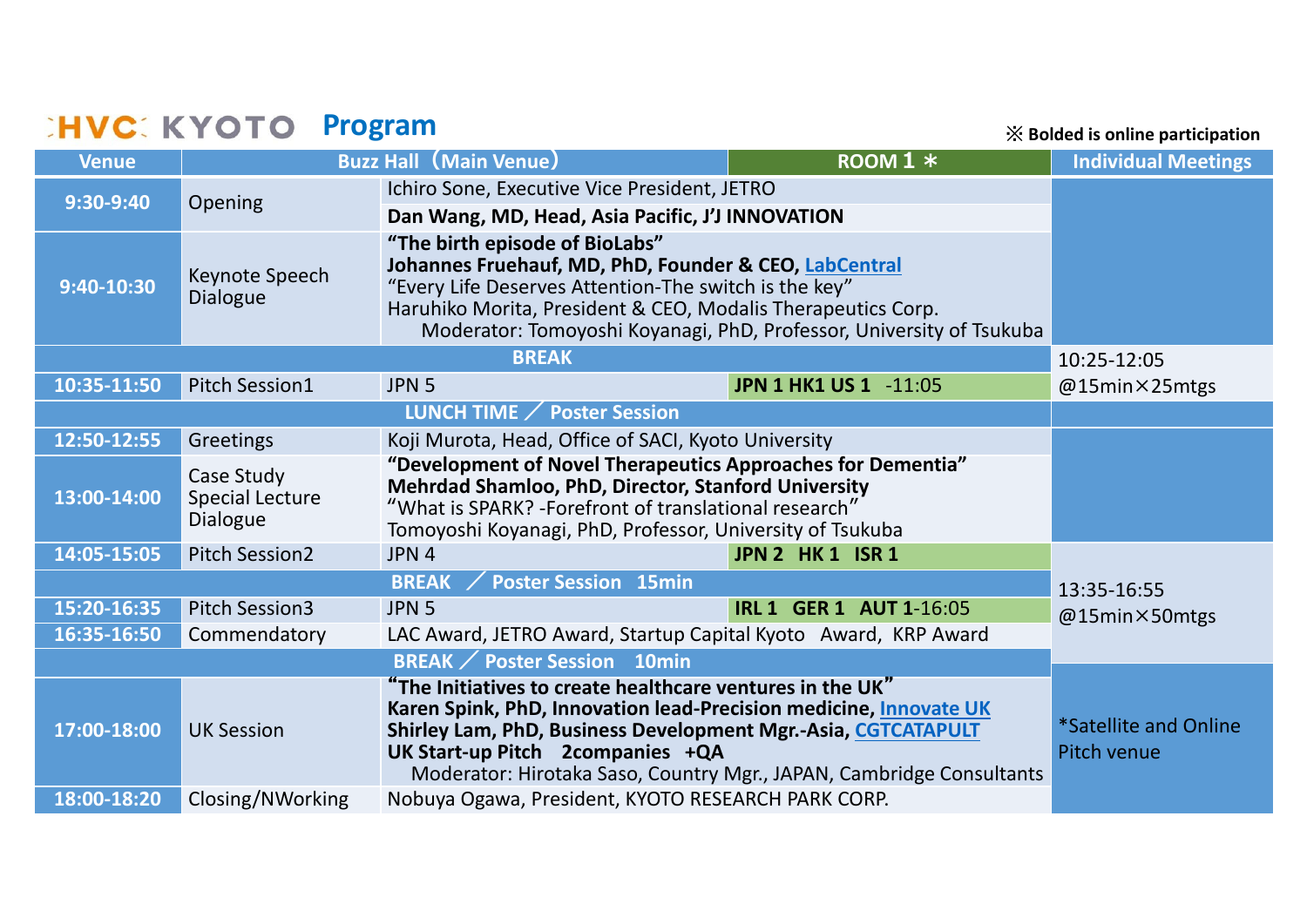# HVC KYOTO Program

※ Bolded is online participation

| Venue | | Buzz Hall（Main Venue） | ROOM 1 ＊ | Individual Meetings |
|---|---|---|---|---|
| 9:30-9:40 | Opening | Ichiro Sone, Executive Vice President, JETRO<br>**Dan Wang, MD, Head, Asia Pacific, J'J INNOVATION** | | |
| 9:40-10:30 | Keynote Speech Dialogue | **"The birth episode of BioLabs"**<br>**Johannes Fruehauf, MD, PhD, Founder & CEO, LabCentral**<br>"Every Life Deserves Attention-The switch is the key"<br>Haruhiko Morita, President & CEO, Modalis Therapeutics Corp.<br>Moderator: Tomoyoshi Koyanagi, PhD, Professor, University of Tsukuba | | |
| BREAK | | | | 10:25-12:05<br>@15min×25mtgs |
| 10:35-11:50 | Pitch Session1 | JPN 5 | **JPN 1 HK1 US 1** -11:05 | |
| LUNCH TIME ／ Poster Session | | | | |
| 12:50-12:55 | Greetings | Koji Murota, Head, Office of SACI, Kyoto University | | |
| 13:00-14:00 | Case Study Special Lecture Dialogue | **"Development of Novel Therapeutics Approaches for Dementia"**<br>**Mehrdad Shamloo, PhD, Director, Stanford University**<br>"What is SPARK? -Forefront of translational research"<br>Tomoyoshi Koyanagi, PhD, Professor, University of Tsukuba | | |
| 14:05-15:05 | Pitch Session2 | JPN 4 | **JPN 2 HK 1 ISR 1** | 13:35-16:55<br>@15min×50mtgs |
| BREAK ／ Poster Session 15min | | | | |
| 15:20-16:35 | Pitch Session3 | JPN 5 | **IRL 1 GER 1 AUT 1**-16:05 | |
| 16:35-16:50 | Commendatory | LAC Award, JETRO Award, Startup Capital Kyoto Award, KRP Award | | |
| BREAK ／ Poster Session 10min | | | | *Satellite and Online Pitch venue |
| 17:00-18:00 | UK Session | **"The Initiatives to create healthcare ventures in the UK"**<br>**Karen Spink, PhD, Innovation lead-Precision medicine, Innovate UK**<br>**Shirley Lam, PhD, Business Development Mgr.-Asia, CGTCATAPULT**<br>**UK Start-up Pitch 2companies +QA**<br>Moderator: Hirotaka Saso, Country Mgr., JAPAN, Cambridge Consultants | | |
| 18:00-18:20 | Closing/NWorking | Nobuya Ogawa, President, KYOTO RESEARCH PARK CORP. | | |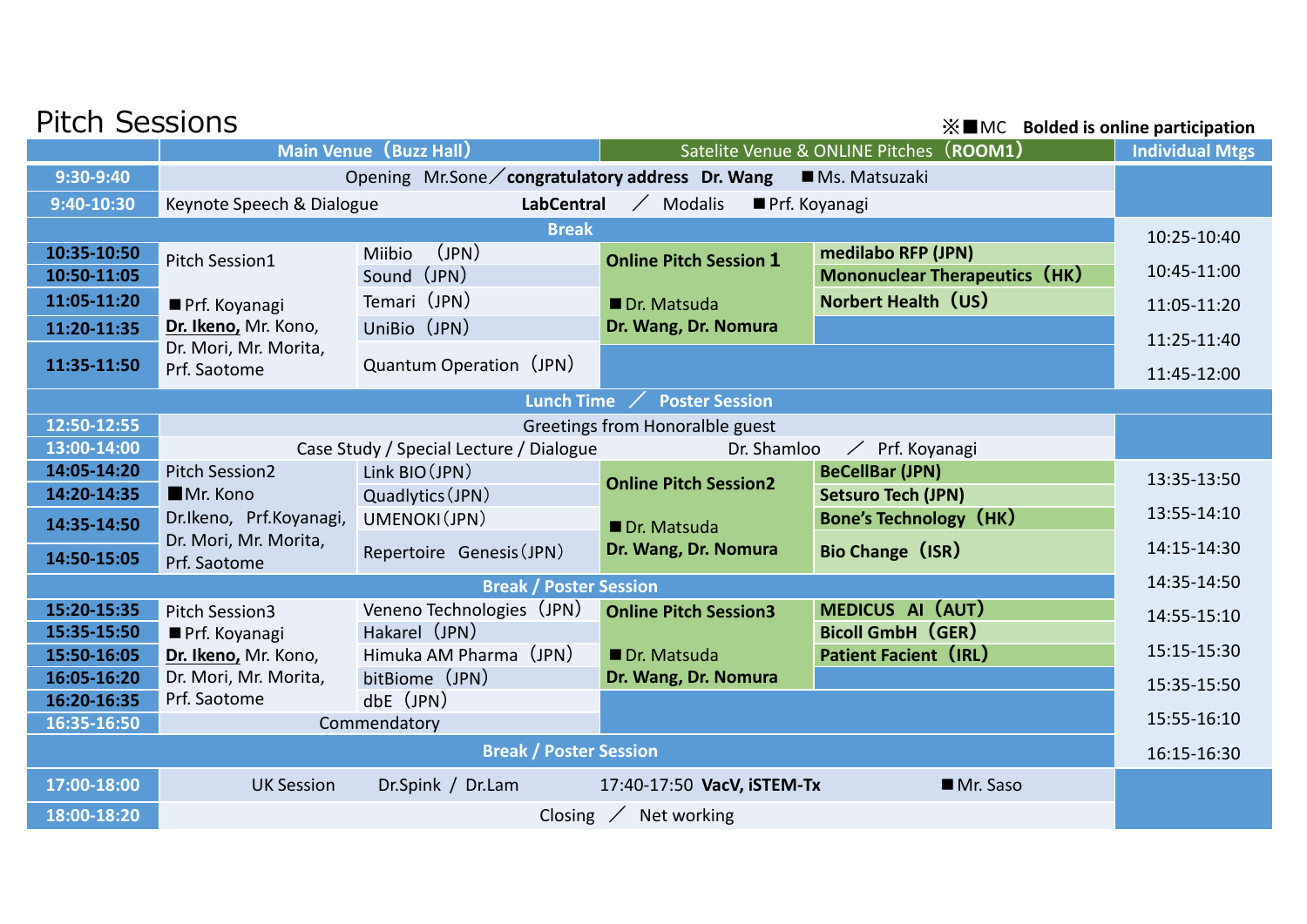# Pitch Sessions

※■MC **Bolded is online participation**

| | Main Venue（Buzz Hall） | | Satelite Venue & ONLINE Pitches（**ROOM1**） | | Individual Mtgs |
|---|---|---|---|---|---|
| **9:30-9:40** | Opening Mr.Sone／**congratulatory address Dr. Wang** ■Ms. Matsuzaki | | | | |
| **9:40-10:30** | Keynote Speech & Dialogue **LabCentral** ／ Modalis ■Prf. Koyanagi | | | | |
| | **Break** | | | | 10:25-10:40 |
| **10:35-10:50** | Pitch Session1 ■Prf. Koyanagi **Dr. Ikeno,** Mr. Kono, Dr. Mori, Mr. Morita, Prf. Saotome | Miibio (JPN) | **Online Pitch Session 1** ■Dr. Matsuda **Dr. Wang, Dr. Nomura** | **medilabo RFP (JPN)** | 10:45-11:00 |
| **10:50-11:05** | | Sound（JPN） | | **Mononuclear Therapeutics（HK）** | 11:05-11:20 |
| **11:05-11:20** | | Temari（JPN） | | **Norbert Health（US）** | 11:25-11:40 |
| **11:20-11:35** | | UniBio（JPN） | | | 11:45-12:00 |
| **11:35-11:50** | | Quantum Operation（JPN） | | | |
| | **Lunch Time ／ Poster Session** | | | | |
| **12:50-12:55** | Greetings from Honoralble guest | | | | |
| **13:00-14:00** | Case Study / Special Lecture / Dialogue | | Dr. Shamloo ／ Prf. Koyanagi | | |
| **14:05-14:20** | Pitch Session2 ■Mr. Kono Dr.Ikeno, Prf.Koyanagi, Dr. Mori, Mr. Morita, Prf. Saotome | Link BIO（JPN） | **Online Pitch Session2** ■Dr. Matsuda **Dr. Wang, Dr. Nomura** | **BeCellBar (JPN)** | 13:35-13:50 |
| **14:20-14:35** | | Quadlytics（JPN） | | **Setsuro Tech (JPN)** | 13:55-14:10 |
| **14:35-14:50** | | UMENOKI（JPN） | | **Bone's Technology（HK）** | 14:15-14:30 |
| **14:50-15:05** | | Repertoire Genesis（JPN） | | **Bio Change（ISR）** | 14:35-14:50 |
| | **Break / Poster Session** | | | | 14:55-15:10 |
| **15:20-15:35** | Pitch Session3 ■Prf. Koyanagi **Dr. Ikeno,** Mr. Kono, Dr. Mori, Mr. Morita, Prf. Saotome | Veneno Technologies（JPN） | **Online Pitch Session3** ■Dr. Matsuda **Dr. Wang, Dr. Nomura** | **MEDICUS AI（AUT）** | 15:15-15:30 |
| **15:35-15:50** | | Hakarel（JPN） | | **Bicoll GmbH（GER）** | 15:35-15:50 |
| **15:50-16:05** | | Himuka AM Pharma（JPN） | | **Patient Facient（IRL）** | 15:55-16:10 |
| **16:05-16:20** | | bitBiome（JPN） | | | 16:15-16:30 |
| **16:20-16:35** | | dbE（JPN） | | | |
| **16:35-16:50** | Commendatory | | | | |
| | **Break / Poster Session** | | | | |
| **17:00-18:00** | UK Session Dr.Spink / Dr.Lam | | 17:40-17:50 **VacV, iSTEM-Tx** ■Mr. Saso | | |
| **18:00-18:20** | Closing ／ Net working | | | | |